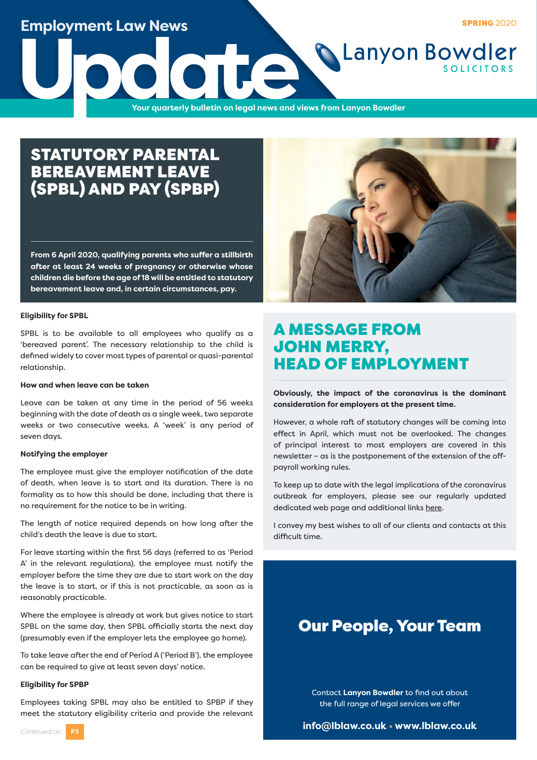# Employment Law News Update

SPRING 2020

Lanyon Bowdler SOLICITORS

Your quarterly bulletin on legal news and views from Lanyon Bowdler

## STATUTORY PARENTAL BEREAVEMENT LEAVE (SPBL) AND PAY (SPBP)

**From 6 April 2020, qualifying parents who suffer a stillbirth after at least 24 weeks of pregnancy or otherwise whose children die before the age of 18 will be entitled to statutory bereavement leave and, in certain circumstances, pay.**

**Eligibility for SPBL**

SPBL is to be available to all employees who qualify as a 'bereaved parent'. The necessary relationship to the child is defined widely to cover most types of parental or quasi-parental relationship.

**How and when leave can be taken**

Leave can be taken at any time in the period of 56 weeks beginning with the date of death as a single week, two separate weeks or two consecutive weeks. A 'week' is any period of seven days.

**Notifying the employer**

The employee must give the employer notification of the date of death, when leave is to start and its duration. There is no formality as to how this should be done, including that there is no requirement for the notice to be in writing.

The length of notice required depends on how long after the child's death the leave is due to start.

For leave starting within the first 56 days (referred to as 'Period A' in the relevant regulations), the employee must notify the employer before the time they are due to start work on the day the leave is to start, or if this is not practicable, as soon as is reasonably practicable.

Where the employee is already at work but gives notice to start SPBL on the same day, then SPBL officially starts the next day (presumably even if the employer lets the employee go home).

To take leave after the end of Period A ('Period B'), the employee can be required to give at least seven days' notice.

**Eligibility for SPBP**

Employees taking SPBL may also be entitled to SPBP if they meet the statutory eligibility criteria and provide the relevant

*Continued on...* P3

## A MESSAGE FROM JOHN MERRY, HEAD OF EMPLOYMENT

**Obviously, the impact of the coronavirus is the dominant consideration for employers at the present time.**

However, a whole raft of statutory changes will be coming into effect in April, which must not be overlooked. The changes of principal interest to most employers are covered in this newsletter – as is the postponement of the extension of the off-payroll working rules.

To keep up to date with the legal implications of the coronavirus outbreak for employers, please see our regularly updated dedicated web page and additional links here.

I convey my best wishes to all of our clients and contacts at this difficult time.

## Our People, Your Team

Contact **Lanyon Bowdler** to find out about the full range of legal services we offer

**info@lblaw.co.uk • www.lblaw.co.uk**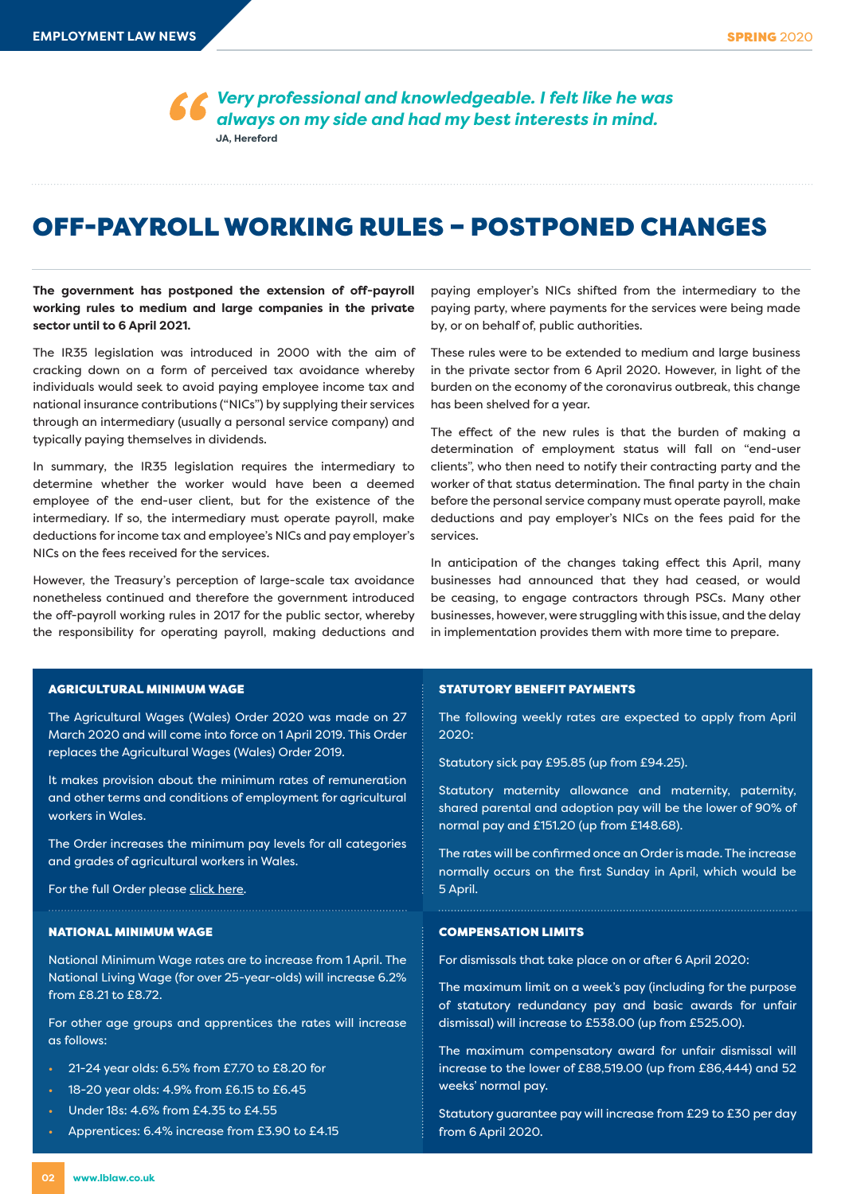> *Very professional and knowledgeable. I felt like he was always on my side and had my best interests in mind.*
> **JA, Hereford**

# OFF-PAYROLL WORKING RULES – POSTPONED CHANGES

**The government has postponed the extension of off-payroll working rules to medium and large companies in the private sector until to 6 April 2021.**

The IR35 legislation was introduced in 2000 with the aim of cracking down on a form of perceived tax avoidance whereby individuals would seek to avoid paying employee income tax and national insurance contributions ("NICs") by supplying their services through an intermediary (usually a personal service company) and typically paying themselves in dividends.

In summary, the IR35 legislation requires the intermediary to determine whether the worker would have been a deemed employee of the end-user client, but for the existence of the intermediary. If so, the intermediary must operate payroll, make deductions for income tax and employee's NICs and pay employer's NICs on the fees received for the services.

However, the Treasury's perception of large-scale tax avoidance nonetheless continued and therefore the government introduced the off-payroll working rules in 2017 for the public sector, whereby the responsibility for operating payroll, making deductions and paying employer's NICs shifted from the intermediary to the paying party, where payments for the services were being made by, or on behalf of, public authorities.

These rules were to be extended to medium and large business in the private sector from 6 April 2020. However, in light of the burden on the economy of the coronavirus outbreak, this change has been shelved for a year.

The effect of the new rules is that the burden of making a determination of employment status will fall on "end-user clients", who then need to notify their contracting party and the worker of that status determination. The final party in the chain before the personal service company must operate payroll, make deductions and pay employer's NICs on the fees paid for the services.

In anticipation of the changes taking effect this April, many businesses had announced that they had ceased, or would be ceasing, to engage contractors through PSCs. Many other businesses, however, were struggling with this issue, and the delay in implementation provides them with more time to prepare.

### AGRICULTURAL MINIMUM WAGE

The Agricultural Wages (Wales) Order 2020 was made on 27 March 2020 and will come into force on 1 April 2019. This Order replaces the Agricultural Wages (Wales) Order 2019.

It makes provision about the minimum rates of remuneration and other terms and conditions of employment for agricultural workers in Wales.

The Order increases the minimum pay levels for all categories and grades of agricultural workers in Wales.

For the full Order please click here.

### NATIONAL MINIMUM WAGE

National Minimum Wage rates are to increase from 1 April. The National Living Wage (for over 25-year-olds) will increase 6.2% from £8.21 to £8.72.

For other age groups and apprentices the rates will increase as follows:

- 21-24 year olds: 6.5% from £7.70 to £8.20 for
- 18-20 year olds: 4.9% from £6.15 to £6.45
- Under 18s: 4.6% from £4.35 to £4.55
- Apprentices: 6.4% increase from £3.90 to £4.15

### STATUTORY BENEFIT PAYMENTS

The following weekly rates are expected to apply from April 2020:

Statutory sick pay £95.85 (up from £94.25).

Statutory maternity allowance and maternity, paternity, shared parental and adoption pay will be the lower of 90% of normal pay and £151.20 (up from £148.68).

The rates will be confirmed once an Order is made. The increase normally occurs on the first Sunday in April, which would be 5 April.

### COMPENSATION LIMITS

For dismissals that take place on or after 6 April 2020:

The maximum limit on a week's pay (including for the purpose of statutory redundancy pay and basic awards for unfair dismissal) will increase to £538.00 (up from £525.00).

The maximum compensatory award for unfair dismissal will increase to the lower of £88,519.00 (up from £86,444) and 52 weeks' normal pay.

Statutory guarantee pay will increase from £29 to £30 per day from 6 April 2020.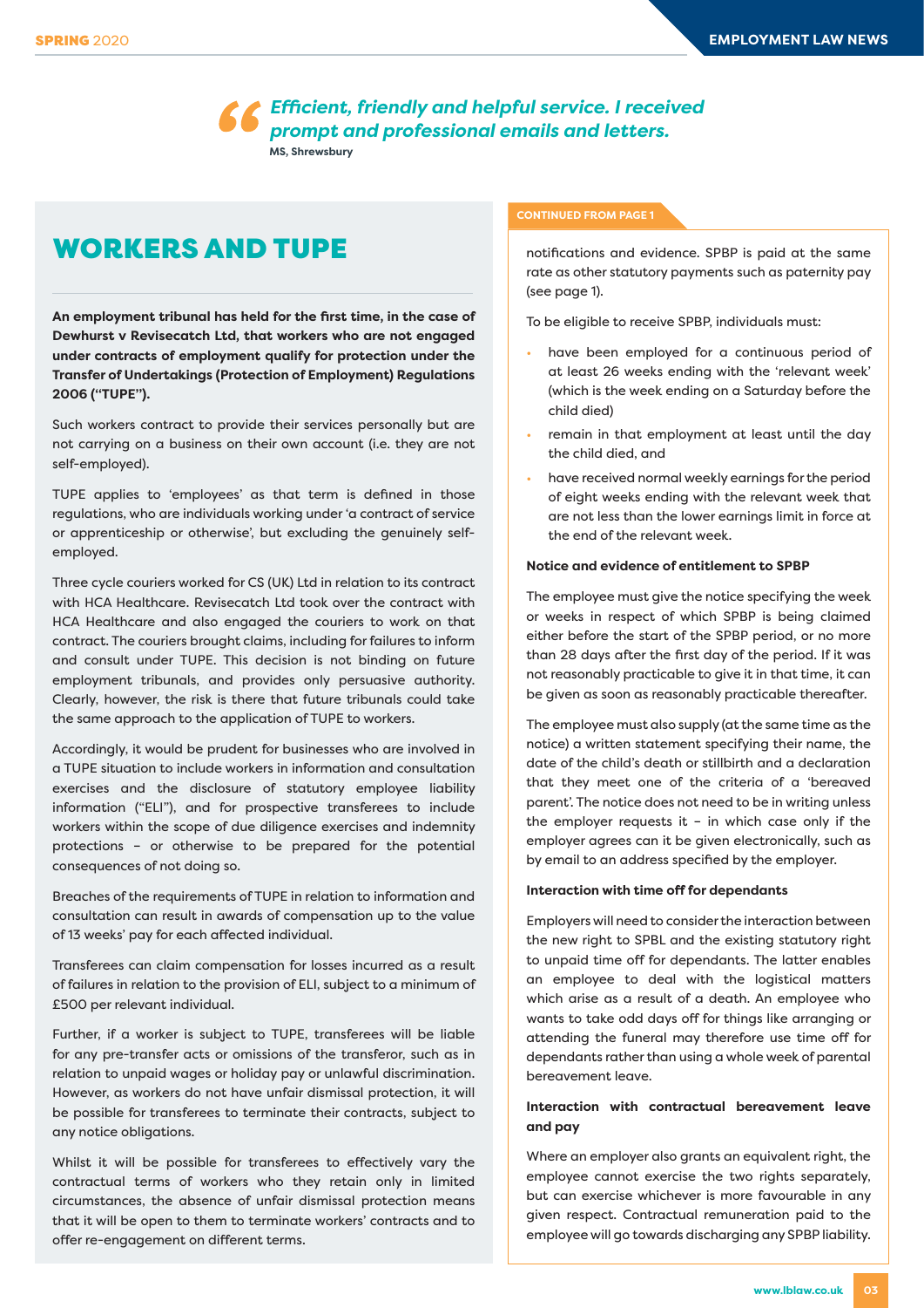> *Efficient, friendly and helpful service. I received prompt and professional emails and letters.*
>
> **MS, Shrewsbury**

## WORKERS AND TUPE

**An employment tribunal has held for the first time, in the case of Dewhurst v Revisecatch Ltd, that workers who are not engaged under contracts of employment qualify for protection under the Transfer of Undertakings (Protection of Employment) Regulations 2006 ("TUPE").**

Such workers contract to provide their services personally but are not carrying on a business on their own account (i.e. they are not self-employed).

TUPE applies to 'employees' as that term is defined in those regulations, who are individuals working under 'a contract of service or apprenticeship or otherwise', but excluding the genuinely self-employed.

Three cycle couriers worked for CS (UK) Ltd in relation to its contract with HCA Healthcare. Revisecatch Ltd took over the contract with HCA Healthcare and also engaged the couriers to work on that contract. The couriers brought claims, including for failures to inform and consult under TUPE. This decision is not binding on future employment tribunals, and provides only persuasive authority. Clearly, however, the risk is there that future tribunals could take the same approach to the application of TUPE to workers.

Accordingly, it would be prudent for businesses who are involved in a TUPE situation to include workers in information and consultation exercises and the disclosure of statutory employee liability information ("ELI"), and for prospective transferees to include workers within the scope of due diligence exercises and indemnity protections – or otherwise to be prepared for the potential consequences of not doing so.

Breaches of the requirements of TUPE in relation to information and consultation can result in awards of compensation up to the value of 13 weeks' pay for each affected individual.

Transferees can claim compensation for losses incurred as a result of failures in relation to the provision of ELI, subject to a minimum of £500 per relevant individual.

Further, if a worker is subject to TUPE, transferees will be liable for any pre-transfer acts or omissions of the transferor, such as in relation to unpaid wages or holiday pay or unlawful discrimination. However, as workers do not have unfair dismissal protection, it will be possible for transferees to terminate their contracts, subject to any notice obligations.

Whilst it will be possible for transferees to effectively vary the contractual terms of workers who they retain only in limited circumstances, the absence of unfair dismissal protection means that it will be open to them to terminate workers' contracts and to offer re-engagement on different terms.

**CONTINUED FROM PAGE 1**

notifications and evidence. SPBP is paid at the same rate as other statutory payments such as paternity pay (see page 1).

To be eligible to receive SPBP, individuals must:

- have been employed for a continuous period of at least 26 weeks ending with the 'relevant week' (which is the week ending on a Saturday before the child died)
- remain in that employment at least until the day the child died, and
- have received normal weekly earnings for the period of eight weeks ending with the relevant week that are not less than the lower earnings limit in force at the end of the relevant week.

**Notice and evidence of entitlement to SPBP**

The employee must give the notice specifying the week or weeks in respect of which SPBP is being claimed either before the start of the SPBP period, or no more than 28 days after the first day of the period. If it was not reasonably practicable to give it in that time, it can be given as soon as reasonably practicable thereafter.

The employee must also supply (at the same time as the notice) a written statement specifying their name, the date of the child's death or stillbirth and a declaration that they meet one of the criteria of a 'bereaved parent'. The notice does not need to be in writing unless the employer requests it – in which case only if the employer agrees can it be given electronically, such as by email to an address specified by the employer.

**Interaction with time off for dependants**

Employers will need to consider the interaction between the new right to SPBL and the existing statutory right to unpaid time off for dependants. The latter enables an employee to deal with the logistical matters which arise as a result of a death. An employee who wants to take odd days off for things like arranging or attending the funeral may therefore use time off for dependants rather than using a whole week of parental bereavement leave.

**Interaction with contractual bereavement leave and pay**

Where an employer also grants an equivalent right, the employee cannot exercise the two rights separately, but can exercise whichever is more favourable in any given respect. Contractual remuneration paid to the employee will go towards discharging any SPBP liability.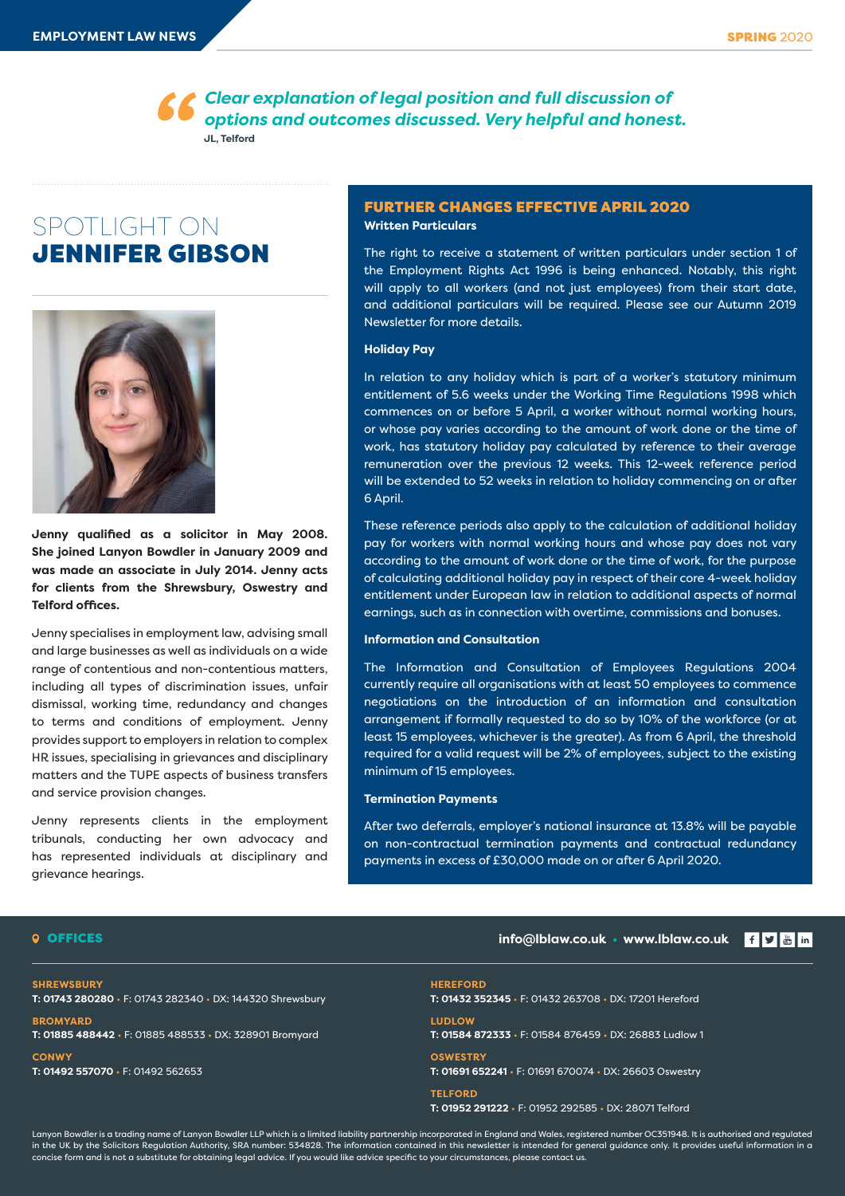> *"Clear explanation of legal position and full discussion of options and outcomes discussed. Very helpful and honest.*
>
> **JL, Telford**

## SPOTLIGHT ON **JENNIFER GIBSON**

**Jenny qualified as a solicitor in May 2008. She joined Lanyon Bowdler in January 2009 and was made an associate in July 2014. Jenny acts for clients from the Shrewsbury, Oswestry and Telford offices.**

Jenny specialises in employment law, advising small and large businesses as well as individuals on a wide range of contentious and non-contentious matters, including all types of discrimination issues, unfair dismissal, working time, redundancy and changes to terms and conditions of employment. Jenny provides support to employers in relation to complex HR issues, specialising in grievances and disciplinary matters and the TUPE aspects of business transfers and service provision changes.

Jenny represents clients in the employment tribunals, conducting her own advocacy and has represented individuals at disciplinary and grievance hearings.

## FURTHER CHANGES EFFECTIVE APRIL 2020

### Written Particulars

The right to receive a statement of written particulars under section 1 of the Employment Rights Act 1996 is being enhanced. Notably, this right will apply to all workers (and not just employees) from their start date, and additional particulars will be required. Please see our Autumn 2019 Newsletter for more details.

### Holiday Pay

In relation to any holiday which is part of a worker's statutory minimum entitlement of 5.6 weeks under the Working Time Regulations 1998 which commences on or before 5 April, a worker without normal working hours, or whose pay varies according to the amount of work done or the time of work, has statutory holiday pay calculated by reference to their average remuneration over the previous 12 weeks. This 12-week reference period will be extended to 52 weeks in relation to holiday commencing on or after 6 April.

These reference periods also apply to the calculation of additional holiday pay for workers with normal working hours and whose pay does not vary according to the amount of work done or the time of work, for the purpose of calculating additional holiday pay in respect of their core 4-week holiday entitlement under European law in relation to additional aspects of normal earnings, such as in connection with overtime, commissions and bonuses.

### Information and Consultation

The Information and Consultation of Employees Regulations 2004 currently require all organisations with at least 50 employees to commence negotiations on the introduction of an information and consultation arrangement if formally requested to do so by 10% of the workforce (or at least 15 employees, whichever is the greater). As from 6 April, the threshold required for a valid request will be 2% of employees, subject to the existing minimum of 15 employees.

### Termination Payments

After two deferrals, employer's national insurance at 13.8% will be payable on non-contractual termination payments and contractual redundancy payments in excess of £30,000 made on or after 6 April 2020.

---

**OFFICES**

**info@lblaw.co.uk** • **www.lblaw.co.uk**

**SHREWSBURY**
**T: 01743 280280** • F: 01743 282340 • DX: 144320 Shrewsbury

**BROMYARD**
**T: 01885 488442** • F: 01885 488533 • DX: 328901 Bromyard

**CONWY**
**T: 01492 557070** • F: 01492 562653

**HEREFORD**
**T: 01432 352345** • F: 01432 263708 • DX: 17201 Hereford

**LUDLOW**
**T: 01584 872333** • F: 01584 876459 • DX: 26883 Ludlow 1

**OSWESTRY**
**T: 01691 652241** • F: 01691 670074 • DX: 26603 Oswestry

**TELFORD**
**T: 01952 291222** • F: 01952 292585 • DX: 28071 Telford

Lanyon Bowdler is a trading name of Lanyon Bowdler LLP which is a limited liability partnership incorporated in England and Wales, registered number OC351948. It is authorised and regulated in the UK by the Solicitors Regulation Authority, SRA number: 534828. The information contained in this newsletter is intended for general guidance only. It provides useful information in a concise form and is not a substitute for obtaining legal advice. If you would like advice specific to your circumstances, please contact us.